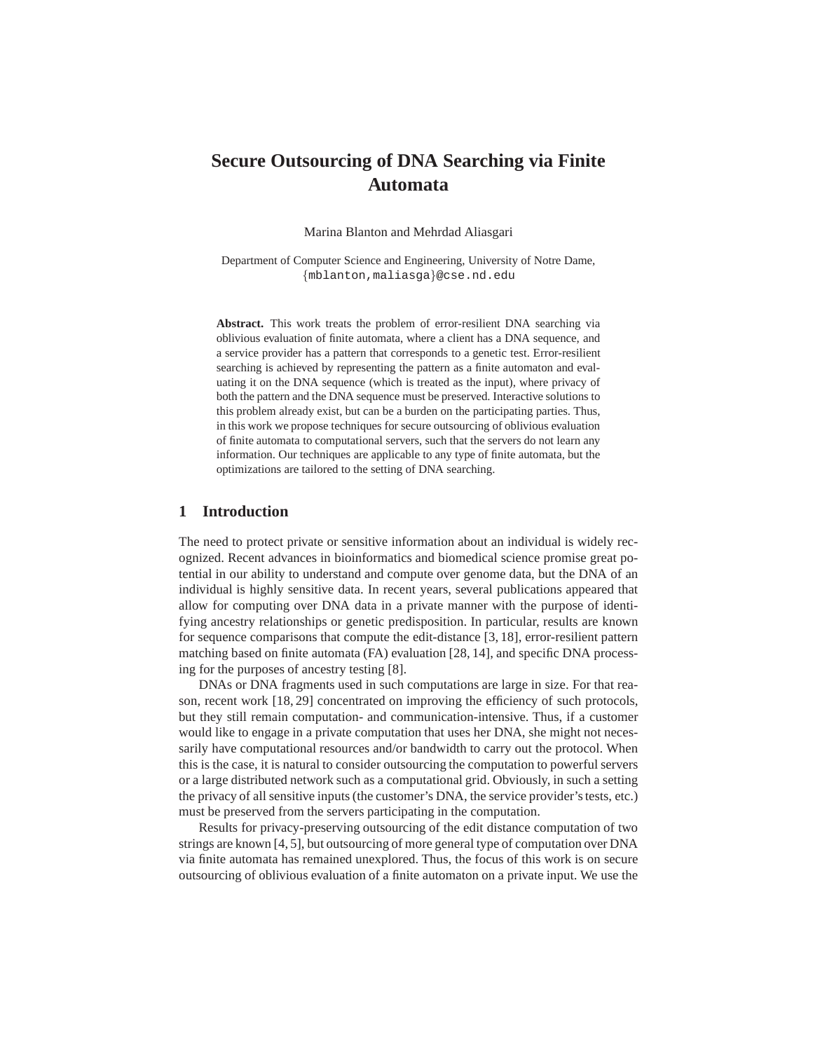# Secure Outsourcing of DNA Searching via Finite Automata

Marina Blanton and Mehrdad Aliasgari

Department of Computer Science and Engineering, University of Notre Dame, {mblanton,maliasga}@cse.nd.edu

**Abstract.** This work treats the problem of error-resilient DNA searching via oblivious evaluation of finite automata, where a client has a DNA sequence, and a service provider has a pattern that corresponds to a genetic test. Error-resilient searching is achieved by representing the pattern as a finite automaton and evaluating it on the DNA sequence (which is treated as the input), where privacy of both the pattern and the DNA sequence must be preserved. Interactive solutions to this problem already exist, but can be a burden on the participating parties. Thus, in this work we propose techniques for secure outsourcing of oblivious evaluation of finite automata to computational servers, such that the servers do not learn any information. Our techniques are applicable to any type of finite automata, but the optimizations are tailored to the setting of DNA searching.

## 1 Introduction

The need to protect private or sensitive information about an individual is widely recognized. Recent advances in bioinformatics and biomedical science promise great potential in our ability to understand and compute over genome data, but the DNA of an individual is highly sensitive data. In recent years, several publications appeared that allow for computing over DNA data in a private manner with the purpose of identifying ancestry relationships or genetic predisposition. In particular, results are known for sequence comparisons that compute the edit-distance [3, 18], error-resilient pattern matching based on finite automata (FA) evaluation [28, 14], and specific DNA processing for the purposes of ancestry testing [8].

DNAs or DNA fragments used in such computations are large in size. For that reason, recent work [18, 29] concentrated on improving the efficiency of such protocols, but they still remain computation- and communication-intensive. Thus, if a customer would like to engage in a private computation that uses her DNA, she might not necessarily have computational resources and/or bandwidth to carry out the protocol. When this is the case, it is natural to consider outsourcing the computation to powerful servers or a large distributed network such as a computational grid. Obviously, in such a setting the privacy of all sensitive inputs (the customer's DNA, the service provider's tests, etc.) must be preserved from the servers participating in the computation.

Results for privacy-preserving outsourcing of the edit distance computation of two strings are known [4, 5], but outsourcing of more general type of computation over DNA via finite automata has remained unexplored. Thus, the focus of this work is on secure outsourcing of oblivious evaluation of a finite automaton on a private input. We use the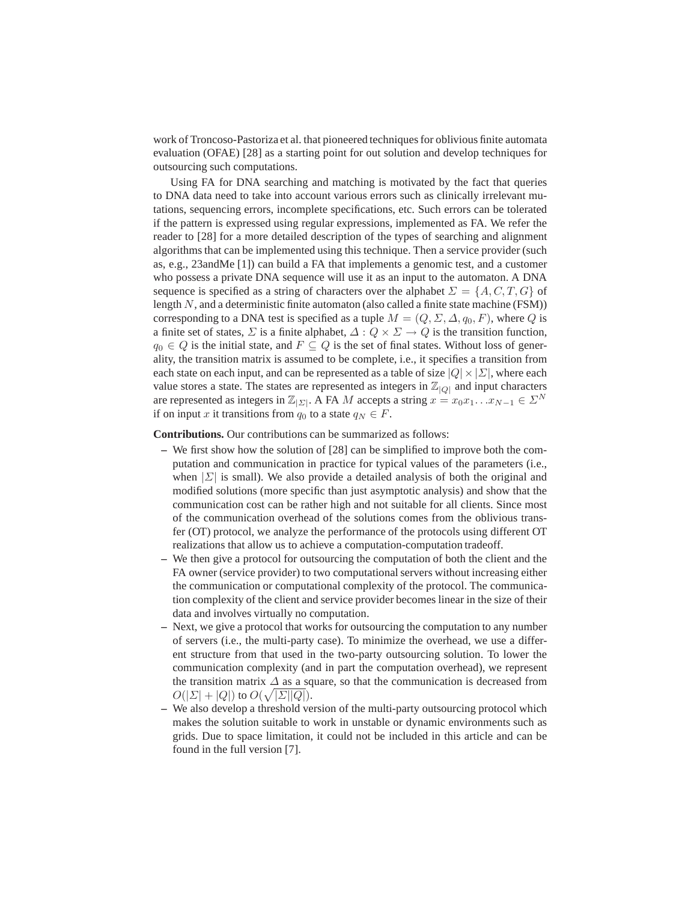work of Troncoso-Pastoriza et al. that pioneered techniques for oblivious finite automata evaluation (OFAE) [28] as a starting point for out solution and develop techniques for outsourcing such computations.

Using FA for DNA searching and matching is motivated by the fact that queries to DNA data need to take into account various errors such as clinically irrelevant mutations, sequencing errors, incomplete specifications, etc. Such errors can be tolerated if the pattern is expressed using regular expressions, implemented as FA. We refer the reader to [28] for a more detailed description of the types of searching and alignment algorithms that can be implemented using this technique. Then a service provider (such as, e.g., 23andMe [1]) can build a FA that implements a genomic test, and a customer who possess a private DNA sequence will use it as an input to the automaton. A DNA sequence is specified as a string of characters over the alphabet $\Sigma = \{A, C, T, G\}$ of length $N$, and a deterministic finite automaton (also called a finite state machine (FSM)) corresponding to a DNA test is specified as a tuple $M = (Q, \Sigma, \Delta, q_0, F)$, where $Q$ is a finite set of states, $\Sigma$ is a finite alphabet, $\Delta : Q \times \Sigma \to Q$ is the transition function, $q_0 \in Q$ is the initial state, and $F \subseteq Q$ is the set of final states. Without loss of generality, the transition matrix is assumed to be complete, i.e., it specifies a transition from each state on each input, and can be represented as a table of size $|Q| \times |\Sigma|$, where each value stores a state. The states are represented as integers in $\mathbb{Z}_{|Q|}$ and input characters are represented as integers in $\mathbb{Z}_{|\Sigma|}$. A FA $M$ accepts a string $x = x_0 x_1 \ldots x_{N-1} \in \Sigma^N$ if on input $x$ it transitions from $q_0$ to a state $q_N \in F$.

**Contributions.** Our contributions can be summarized as follows:

- We first show how the solution of [28] can be simplified to improve both the computation and communication in practice for typical values of the parameters (i.e., when $|\Sigma|$ is small). We also provide a detailed analysis of both the original and modified solutions (more specific than just asymptotic analysis) and show that the communication cost can be rather high and not suitable for all clients. Since most of the communication overhead of the solutions comes from the oblivious transfer (OT) protocol, we analyze the performance of the protocols using different OT realizations that allow us to achieve a computation-computation tradeoff.
- We then give a protocol for outsourcing the computation of both the client and the FA owner (service provider) to two computational servers without increasing either the communication or computational complexity of the protocol. The communication complexity of the client and service provider becomes linear in the size of their data and involves virtually no computation.
- Next, we give a protocol that works for outsourcing the computation to any number of servers (i.e., the multi-party case). To minimize the overhead, we use a different structure from that used in the two-party outsourcing solution. To lower the communication complexity (and in part the computation overhead), we represent the transition matrix $\Delta$ as a square, so that the communication is decreased from $O(|\Sigma| + |Q|)$ to $O(\sqrt{|\Sigma||Q|})$.
- We also develop a threshold version of the multi-party outsourcing protocol which makes the solution suitable to work in unstable or dynamic environments such as grids. Due to space limitation, it could not be included in this article and can be found in the full version [7].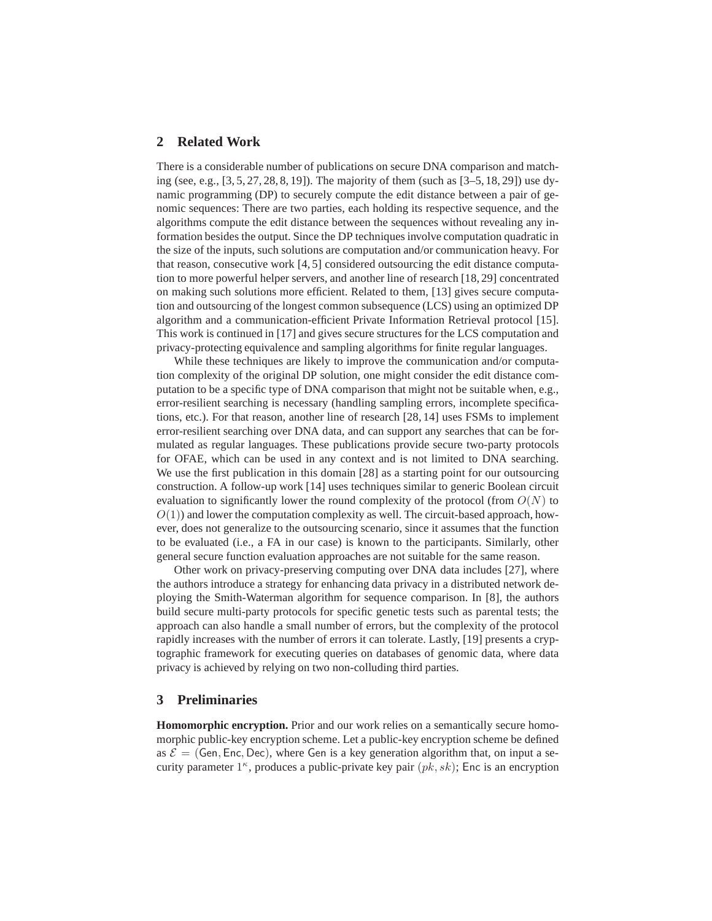## 2 Related Work

There is a considerable number of publications on secure DNA comparison and matching (see, e.g., [3, 5, 27, 28, 8, 19]). The majority of them (such as [3–5, 18, 29]) use dynamic programming (DP) to securely compute the edit distance between a pair of genomic sequences: There are two parties, each holding its respective sequence, and the algorithms compute the edit distance between the sequences without revealing any information besides the output. Since the DP techniques involve computation quadratic in the size of the inputs, such solutions are computation and/or communication heavy. For that reason, consecutive work [4, 5] considered outsourcing the edit distance computation to more powerful helper servers, and another line of research [18, 29] concentrated on making such solutions more efficient. Related to them, [13] gives secure computation and outsourcing of the longest common subsequence (LCS) using an optimized DP algorithm and a communication-efficient Private Information Retrieval protocol [15]. This work is continued in [17] and gives secure structures for the LCS computation and privacy-protecting equivalence and sampling algorithms for finite regular languages.

While these techniques are likely to improve the communication and/or computation complexity of the original DP solution, one might consider the edit distance computation to be a specific type of DNA comparison that might not be suitable when, e.g., error-resilient searching is necessary (handling sampling errors, incomplete specifications, etc.). For that reason, another line of research [28, 14] uses FSMs to implement error-resilient searching over DNA data, and can support any searches that can be formulated as regular languages. These publications provide secure two-party protocols for OFAE, which can be used in any context and is not limited to DNA searching. We use the first publication in this domain [28] as a starting point for our outsourcing construction. A follow-up work [14] uses techniques similar to generic Boolean circuit evaluation to significantly lower the round complexity of the protocol (from $O(N)$ to $O(1)$) and lower the computation complexity as well. The circuit-based approach, however, does not generalize to the outsourcing scenario, since it assumes that the function to be evaluated (i.e., a FA in our case) is known to the participants. Similarly, other general secure function evaluation approaches are not suitable for the same reason.

Other work on privacy-preserving computing over DNA data includes [27], where the authors introduce a strategy for enhancing data privacy in a distributed network deploying the Smith-Waterman algorithm for sequence comparison. In [8], the authors build secure multi-party protocols for specific genetic tests such as parental tests; the approach can also handle a small number of errors, but the complexity of the protocol rapidly increases with the number of errors it can tolerate. Lastly, [19] presents a cryptographic framework for executing queries on databases of genomic data, where data privacy is achieved by relying on two non-colluding third parties.

## 3 Preliminaries

**Homomorphic encryption.** Prior and our work relies on a semantically secure homomorphic public-key encryption scheme. Let a public-key encryption scheme be defined as $\mathcal{E} = (\mathsf{Gen}, \mathsf{Enc}, \mathsf{Dec})$, where $\mathsf{Gen}$ is a key generation algorithm that, on input a security parameter $1^\kappa$, produces a public-private key pair $(pk, sk)$; $\mathsf{Enc}$ is an encryption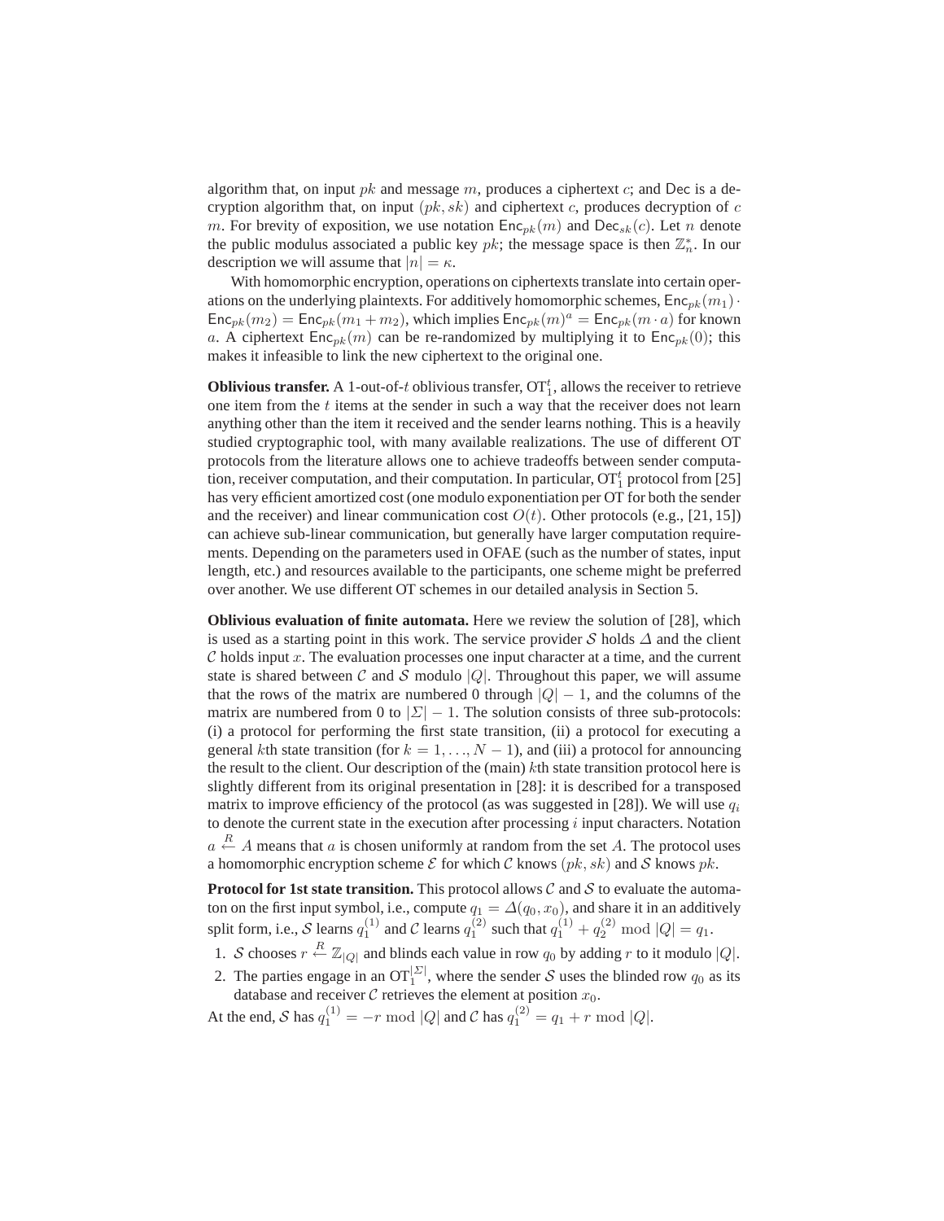algorithm that, on input $pk$ and message $m$, produces a ciphertext $c$; and Dec is a decryption algorithm that, on input $(pk, sk)$ and ciphertext $c$, produces decryption of $c$ $m$. For brevity of exposition, we use notation $\mathsf{Enc}_{pk}(m)$ and $\mathsf{Dec}_{sk}(c)$. Let $n$ denote the public modulus associated a public key $pk$; the message space is then $\mathbb{Z}_n^*$. In our description we will assume that $|n| = \kappa$.

With homomorphic encryption, operations on ciphertexts translate into certain operations on the underlying plaintexts. For additively homomorphic schemes, $\mathsf{Enc}_{pk}(m_1) \cdot \mathsf{Enc}_{pk}(m_2) = \mathsf{Enc}_{pk}(m_1 + m_2)$, which implies $\mathsf{Enc}_{pk}(m)^a = \mathsf{Enc}_{pk}(m \cdot a)$ for known $a$. A ciphertext $\mathsf{Enc}_{pk}(m)$ can be re-randomized by multiplying it to $\mathsf{Enc}_{pk}(0)$; this makes it infeasible to link the new ciphertext to the original one.

**Oblivious transfer.** A 1-out-of-$t$ oblivious transfer, $\mathrm{OT}_1^t$, allows the receiver to retrieve one item from the $t$ items at the sender in such a way that the receiver does not learn anything other than the item it received and the sender learns nothing. This is a heavily studied cryptographic tool, with many available realizations. The use of different OT protocols from the literature allows one to achieve tradeoffs between sender computation, receiver computation, and their computation. In particular, $\mathrm{OT}_1^t$ protocol from [25] has very efficient amortized cost (one modulo exponentiation per OT for both the sender and the receiver) and linear communication cost $O(t)$. Other protocols (e.g., [21, 15]) can achieve sub-linear communication, but generally have larger computation requirements. Depending on the parameters used in OFAE (such as the number of states, input length, etc.) and resources available to the participants, one scheme might be preferred over another. We use different OT schemes in our detailed analysis in Section 5.

**Oblivious evaluation of finite automata.** Here we review the solution of [28], which is used as a starting point in this work. The service provider $\mathcal{S}$ holds $\Delta$ and the client $\mathcal{C}$ holds input $x$. The evaluation processes one input character at a time, and the current state is shared between $\mathcal{C}$ and $\mathcal{S}$ modulo $|Q|$. Throughout this paper, we will assume that the rows of the matrix are numbered 0 through $|Q| - 1$, and the columns of the matrix are numbered from 0 to $|\Sigma| - 1$. The solution consists of three sub-protocols: (i) a protocol for performing the first state transition, (ii) a protocol for executing a general $k$th state transition (for $k = 1, \ldots, N - 1$), and (iii) a protocol for announcing the result to the client. Our description of the (main) $k$th state transition protocol here is slightly different from its original presentation in [28]: it is described for a transposed matrix to improve efficiency of the protocol (as was suggested in [28]). We will use $q_i$ to denote the current state in the execution after processing $i$ input characters. Notation $a \overset{R}{\leftarrow} A$ means that $a$ is chosen uniformly at random from the set $A$. The protocol uses a homomorphic encryption scheme $\mathcal{E}$ for which $\mathcal{C}$ knows $(pk, sk)$ and $\mathcal{S}$ knows $pk$.

**Protocol for 1st state transition.** This protocol allows $\mathcal{C}$ and $\mathcal{S}$ to evaluate the automaton on the first input symbol, i.e., compute $q_1 = \Delta(q_0, x_0)$, and share it in an additively split form, i.e., $\mathcal{S}$ learns $q_1^{(1)}$ and $\mathcal{C}$ learns $q_1^{(2)}$ such that $q_1^{(1)} + q_2^{(2)} \bmod |Q| = q_1$.

1. $\mathcal{S}$ chooses $r \overset{R}{\leftarrow} \mathbb{Z}_{|Q|}$ and blinds each value in row $q_0$ by adding $r$ to it modulo $|Q|$.
2. The parties engage in an $\mathrm{OT}_1^{|\Sigma|}$, where the sender $\mathcal{S}$ uses the blinded row $q_0$ as its database and receiver $\mathcal{C}$ retrieves the element at position $x_0$.

At the end, $\mathcal{S}$ has $q_1^{(1)} = -r \bmod |Q|$ and $\mathcal{C}$ has $q_1^{(2)} = q_1 + r \bmod |Q|$.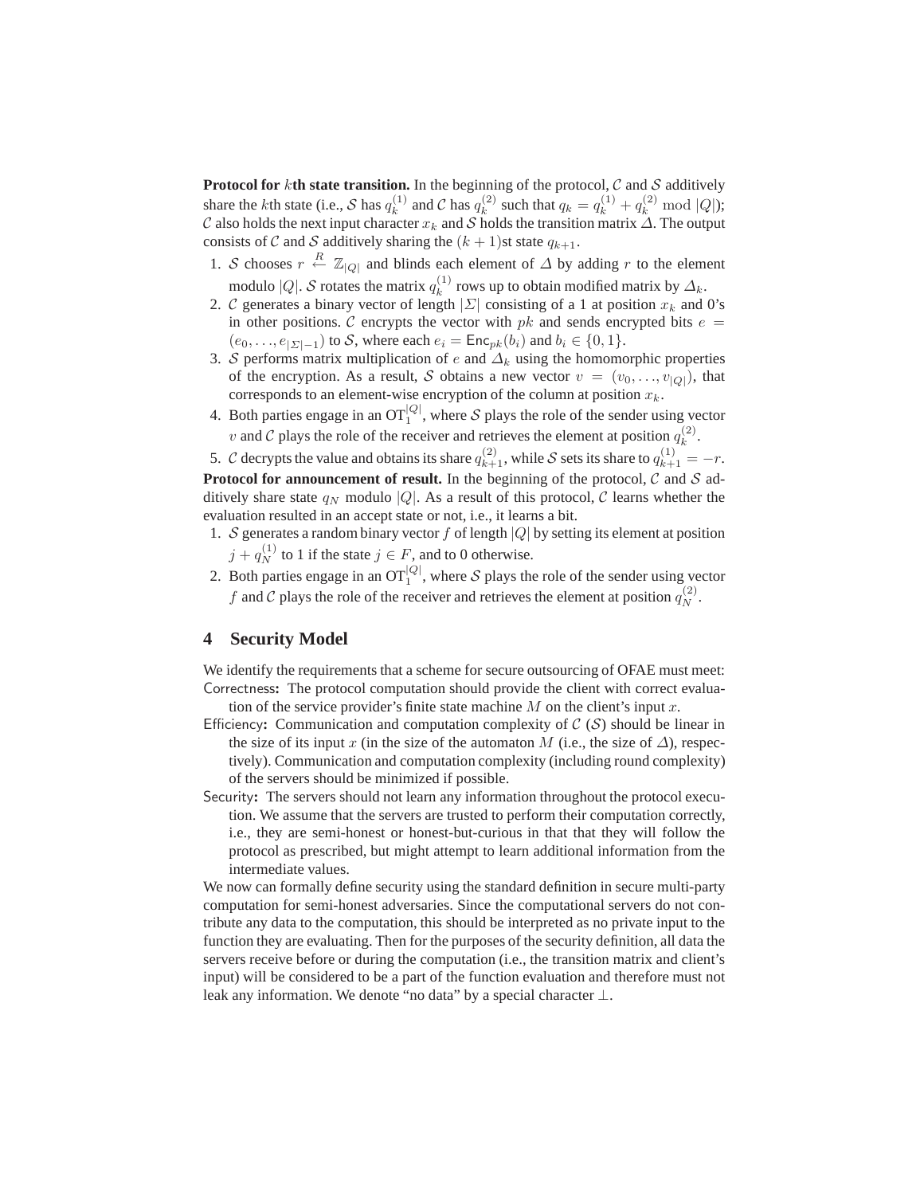**Protocol for $k$th state transition.** In the beginning of the protocol, $\mathcal{C}$ and $\mathcal{S}$ additively share the $k$th state (i.e., $\mathcal{S}$ has $q_k^{(1)}$ and $\mathcal{C}$ has $q_k^{(2)}$ such that $q_k = q_k^{(1)} + q_k^{(2)} \mod |Q|$); $\mathcal{C}$ also holds the next input character $x_k$ and $\mathcal{S}$ holds the transition matrix $\Delta$. The output consists of $\mathcal{C}$ and $\mathcal{S}$ additively sharing the $(k+1)$st state $q_{k+1}$.

1. $\mathcal{S}$ chooses $r \overset{R}{\leftarrow} \mathbb{Z}_{|Q|}$ and blinds each element of $\Delta$ by adding $r$ to the element modulo $|Q|$. $\mathcal{S}$ rotates the matrix $q_k^{(1)}$ rows up to obtain modified matrix by $\Delta_k$.
2. $\mathcal{C}$ generates a binary vector of length $|\Sigma|$ consisting of a 1 at position $x_k$ and 0's in other positions. $\mathcal{C}$ encrypts the vector with $pk$ and sends encrypted bits $e = (e_0, \ldots, e_{|\Sigma|-1})$ to $\mathcal{S}$, where each $e_i = \mathsf{Enc}_{pk}(b_i)$ and $b_i \in \{0, 1\}$.
3. $\mathcal{S}$ performs matrix multiplication of $e$ and $\Delta_k$ using the homomorphic properties of the encryption. As a result, $\mathcal{S}$ obtains a new vector $v = (v_0, \ldots, v_{|Q|})$, that corresponds to an element-wise encryption of the column at position $x_k$.
4. Both parties engage in an $\mathrm{OT}_1^{|Q|}$, where $\mathcal{S}$ plays the role of the sender using vector $v$ and $\mathcal{C}$ plays the role of the receiver and retrieves the element at position $q_k^{(2)}$.
5. $\mathcal{C}$ decrypts the value and obtains its share $q_{k+1}^{(2)}$, while $\mathcal{S}$ sets its share to $q_{k+1}^{(1)} = -r$.

**Protocol for announcement of result.** In the beginning of the protocol, $\mathcal{C}$ and $\mathcal{S}$ additively share state $q_N$ modulo $|Q|$. As a result of this protocol, $\mathcal{C}$ learns whether the evaluation resulted in an accept state or not, i.e., it learns a bit.

1. $\mathcal{S}$ generates a random binary vector $f$ of length $|Q|$ by setting its element at position $j + q_N^{(1)}$ to 1 if the state $j \in F$, and to 0 otherwise.
2. Both parties engage in an $\mathrm{OT}_1^{|Q|}$, where $\mathcal{S}$ plays the role of the sender using vector $f$ and $\mathcal{C}$ plays the role of the receiver and retrieves the element at position $q_N^{(2)}$.

## 4 Security Model

We identify the requirements that a scheme for secure outsourcing of OFAE must meet:

Correctness**:** The protocol computation should provide the client with correct evaluation of the service provider's finite state machine $M$ on the client's input $x$.

Efficiency**:** Communication and computation complexity of $\mathcal{C}$ ($\mathcal{S}$) should be linear in the size of its input $x$ (in the size of the automaton $M$ (i.e., the size of $\Delta$), respectively). Communication and computation complexity (including round complexity) of the servers should be minimized if possible.

Security**:** The servers should not learn any information throughout the protocol execution. We assume that the servers are trusted to perform their computation correctly, i.e., they are semi-honest or honest-but-curious in that that they will follow the protocol as prescribed, but might attempt to learn additional information from the intermediate values.

We now can formally define security using the standard definition in secure multi-party computation for semi-honest adversaries. Since the computational servers do not contribute any data to the computation, this should be interpreted as no private input to the function they are evaluating. Then for the purposes of the security definition, all data the servers receive before or during the computation (i.e., the transition matrix and client's input) will be considered to be a part of the function evaluation and therefore must not leak any information. We denote "no data" by a special character $\perp$.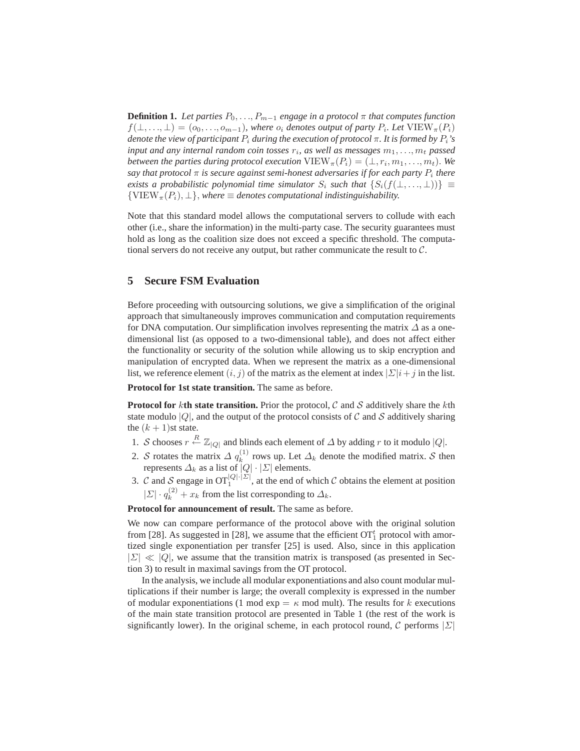**Definition 1.** *Let parties $P_0, \ldots, P_{m-1}$ engage in a protocol $\pi$ that computes function $f(\bot, \ldots, \bot) = (o_0, \ldots, o_{m-1})$, where $o_i$ denotes output of party $P_i$. Let $\mathrm{VIEW}_\pi(P_i)$ denote the view of participant $P_i$ during the execution of protocol $\pi$. It is formed by $P_i$'s input and any internal random coin tosses $r_i$, as well as messages $m_1, \ldots, m_t$ passed between the parties during protocol execution $\mathrm{VIEW}_\pi(P_i) = (\bot, r_i, m_1, \ldots, m_t)$. We say that protocol $\pi$ is secure against semi-honest adversaries if for each party $P_i$ there exists a probabilistic polynomial time simulator $S_i$ such that $\{S_i(f(\bot, \ldots, \bot))\} \equiv \{\mathrm{VIEW}_\pi(P_i), \bot\}$, where $\equiv$ denotes computational indistinguishability.*

Note that this standard model allows the computational servers to collude with each other (i.e., share the information) in the multi-party case. The security guarantees must hold as long as the coalition size does not exceed a specific threshold. The computational servers do not receive any output, but rather communicate the result to $\mathcal{C}$.

## 5 Secure FSM Evaluation

Before proceeding with outsourcing solutions, we give a simplification of the original approach that simultaneously improves communication and computation requirements for DNA computation. Our simplification involves representing the matrix $\Delta$ as a one-dimensional list (as opposed to a two-dimensional table), and does not affect either the functionality or security of the solution while allowing us to skip encryption and manipulation of encrypted data. When we represent the matrix as a one-dimensional list, we reference element $(i, j)$ of the matrix as the element at index $|\Sigma|i + j$ in the list.

**Protocol for 1st state transition.** The same as before.

**Protocol for $k$th state transition.** Prior the protocol, $\mathcal{C}$ and $\mathcal{S}$ additively share the $k$th state modulo $|Q|$, and the output of the protocol consists of $\mathcal{C}$ and $\mathcal{S}$ additively sharing the $(k+1)$st state.

1. $\mathcal{S}$ chooses $r \stackrel{R}{\leftarrow} \mathbb{Z}_{|Q|}$ and blinds each element of $\Delta$ by adding $r$ to it modulo $|Q|$.
2. $\mathcal{S}$ rotates the matrix $\Delta$ $q_k^{(1)}$ rows up. Let $\Delta_k$ denote the modified matrix. $\mathcal{S}$ then represents $\Delta_k$ as a list of $|Q| \cdot |\Sigma|$ elements.
3. $\mathcal{C}$ and $\mathcal{S}$ engage in $\mathrm{OT}_1^{|Q| \cdot |\Sigma|}$, at the end of which $\mathcal{C}$ obtains the element at position $|\Sigma| \cdot q_k^{(2)} + x_k$ from the list corresponding to $\Delta_k$.

**Protocol for announcement of result.** The same as before.

We now can compare performance of the protocol above with the original solution from [28]. As suggested in [28], we assume that the efficient $\mathrm{OT}_1^t$ protocol with amortized single exponentiation per transfer [25] is used. Also, since in this application $|\Sigma| \ll |Q|$, we assume that the transition matrix is transposed (as presented in Section 3) to result in maximal savings from the OT protocol.

In the analysis, we include all modular exponentiations and also count modular multiplications if their number is large; the overall complexity is expressed in the number of modular exponentiations (1 mod exp $= \kappa$ mod mult). The results for $k$ executions of the main state transition protocol are presented in Table 1 (the rest of the work is significantly lower). In the original scheme, in each protocol round, $\mathcal{C}$ performs $|\Sigma|$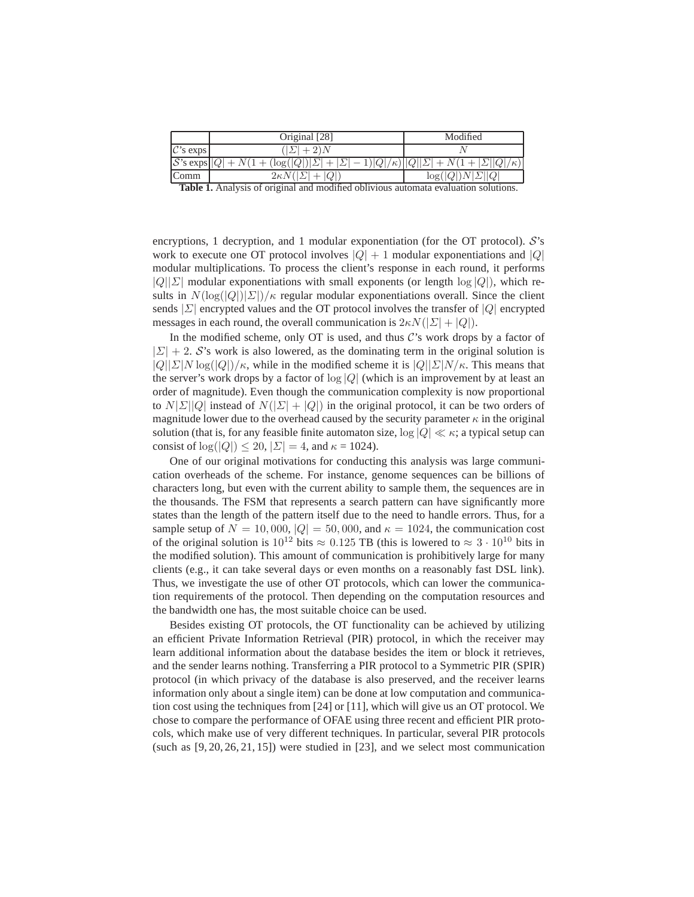|  | Original [28] | Modified |
| --- | --- | --- |
| $\mathcal{C}$'s exps | $(\|\Sigma\|+2)N$ | $N$ |
| $\mathcal{S}$'s exps | $\|Q\|+N(1+(\log(\|Q\|)\|\Sigma\|+\|\Sigma\|-1)\|Q\|/\kappa)$ | $\|Q\|\|\Sigma\|+N(1+\|\Sigma\|\|Q\|/\kappa)$ |
| Comm | $2\kappa N(\|\Sigma\|+\|Q\|)$ | $\log(\|Q\|)N\|\Sigma\|\|Q\|$ |

**Table 1.** Analysis of original and modified oblivious automata evaluation solutions.

encryptions, 1 decryption, and 1 modular exponentiation (for the OT protocol). $\mathcal{S}$'s work to execute one OT protocol involves $|Q|+1$ modular exponentiations and $|Q|$ modular multiplications. To process the client's response in each round, it performs $|Q||\Sigma|$ modular exponentiations with small exponents (or length $\log|Q|$), which results in $N(\log(|Q|)|\Sigma|)/\kappa$ regular modular exponentiations overall. Since the client sends $|\Sigma|$ encrypted values and the OT protocol involves the transfer of $|Q|$ encrypted messages in each round, the overall communication is $2\kappa N(|\Sigma|+|Q|)$.

In the modified scheme, only OT is used, and thus $\mathcal{C}$'s work drops by a factor of $|\Sigma|+2$. $\mathcal{S}$'s work is also lowered, as the dominating term in the original solution is $|Q||\Sigma|N\log(|Q|)/\kappa$, while in the modified scheme it is $|Q||\Sigma|N/\kappa$. This means that the server's work drops by a factor of $\log|Q|$ (which is an improvement by at least an order of magnitude). Even though the communication complexity is now proportional to $N|\Sigma||Q|$ instead of $N(|\Sigma|+|Q|)$ in the original protocol, it can be two orders of magnitude lower due to the overhead caused by the security parameter $\kappa$ in the original solution (that is, for any feasible finite automaton size, $\log|Q|\ll\kappa$; a typical setup can consist of $\log(|Q|)\leq 20$, $|\Sigma|=4$, and $\kappa$ = 1024).

One of our original motivations for conducting this analysis was large communication overheads of the scheme. For instance, genome sequences can be billions of characters long, but even with the current ability to sample them, the sequences are in the thousands. The FSM that represents a search pattern can have significantly more states than the length of the pattern itself due to the need to handle errors. Thus, for a sample setup of $N=10,000$, $|Q|=50,000$, and $\kappa=1024$, the communication cost of the original solution is $10^{12}$ bits $\approx 0.125$ TB (this is lowered to $\approx 3\cdot 10^{10}$ bits in the modified solution). This amount of communication is prohibitively large for many clients (e.g., it can take several days or even months on a reasonably fast DSL link). Thus, we investigate the use of other OT protocols, which can lower the communication requirements of the protocol. Then depending on the computation resources and the bandwidth one has, the most suitable choice can be used.

Besides existing OT protocols, the OT functionality can be achieved by utilizing an efficient Private Information Retrieval (PIR) protocol, in which the receiver may learn additional information about the database besides the item or block it retrieves, and the sender learns nothing. Transferring a PIR protocol to a Symmetric PIR (SPIR) protocol (in which privacy of the database is also preserved, and the receiver learns information only about a single item) can be done at low computation and communication cost using the techniques from [24] or [11], which will give us an OT protocol. We chose to compare the performance of OFAE using three recent and efficient PIR protocols, which make use of very different techniques. In particular, several PIR protocols (such as [9, 20, 26, 21, 15]) were studied in [23], and we select most communication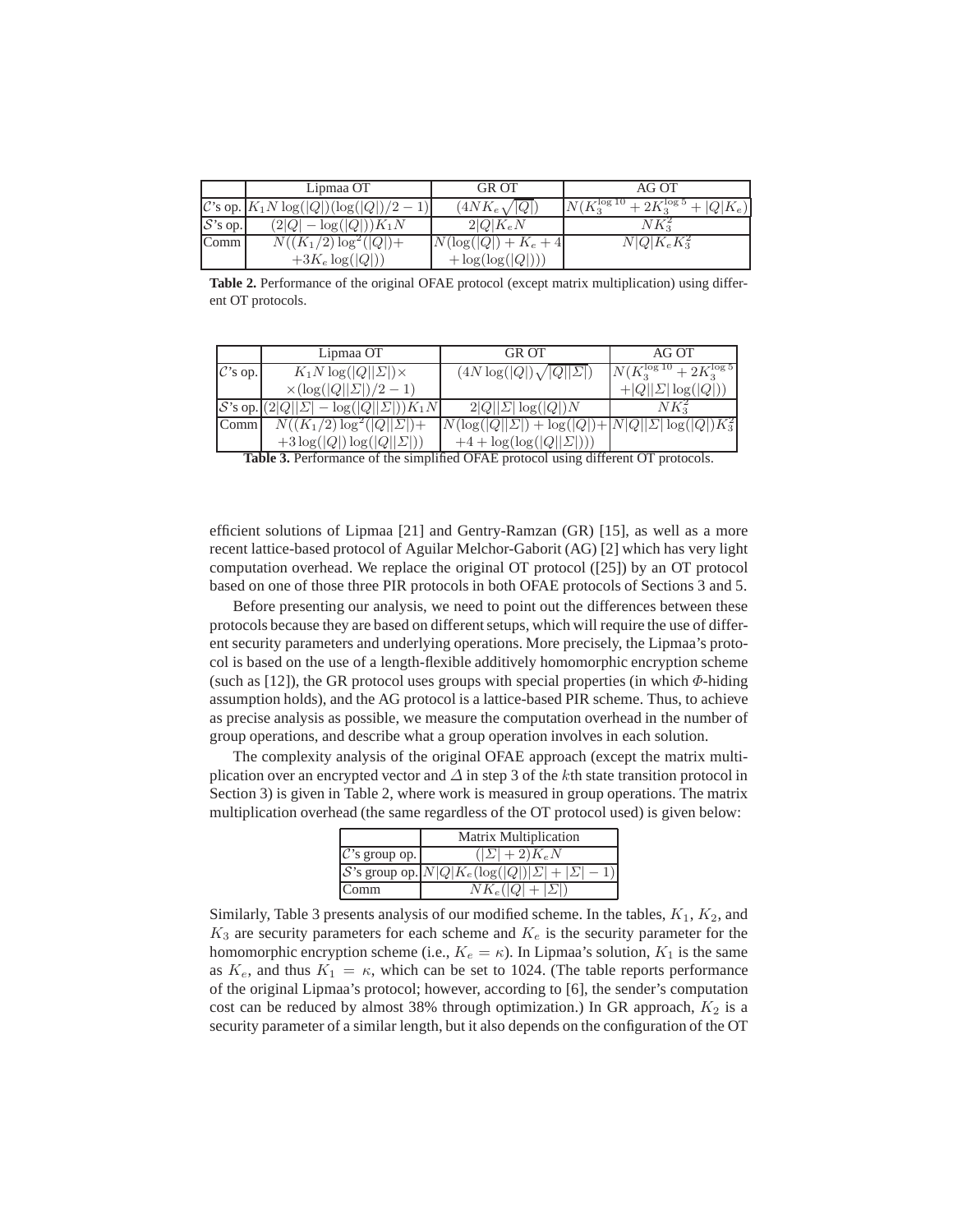|  | Lipmaa OT | GR OT | AG OT |
| --- | --- | --- | --- |
| $\mathcal{C}$'s op. | $K_1 N \log(\|Q\|)(\log(\|Q\|)/2-1)$ | $(4NK_e\sqrt{\|Q\|})$ | $N(K_3^{\log 10} + 2K_3^{\log 5} + \|Q\|K_e)$ |
| $\mathcal{S}$'s op. | $(2\|Q\| - \log(\|Q\|))K_1 N$ | $2\|Q\|K_e N$ | $NK_3^2$ |
| Comm | $N((K_1/2)\log^2(\|Q\|)+$ $+3K_e\log(\|Q\|))$ | $N(\log(\|Q\|) + K_e + 4$ $+\log(\log(\|Q\|)))$ | $N\|Q\|K_e K_3^2$ |

**Table 2.** Performance of the original OFAE protocol (except matrix multiplication) using different OT protocols.

|  | Lipmaa OT | GR OT | AG OT |
| --- | --- | --- | --- |
| $\mathcal{C}$'s op. | $K_1 N\log(\|Q\|\|\Sigma\|)\times$ $\times(\log(\|Q\|\|\Sigma\|)/2-1)$ | $(4N\log(\|Q\|)\sqrt{\|Q\|\|\Sigma\|})$ | $N(K_3^{\log 10} + 2K_3^{\log 5}$ $+\|Q\|\|\Sigma\|\log(\|Q\|))$ |
| $\mathcal{S}$'s op. | $(2\|Q\|\|\Sigma\| - \log(\|Q\|\|\Sigma\|))K_1 N$ | $2\|Q\|\|\Sigma\|\log(\|Q\|)N$ | $NK_3^2$ |
| Comm | $N((K_1/2)\log^2(\|Q\|\|\Sigma\|)+$ $+3\log(\|Q\|)\log(\|Q\|\|\Sigma\|))$ | $N(\log(\|Q\|\|\Sigma\|) + \log(\|Q\|)+$ $+4+\log(\log(\|Q\|\|\Sigma\|)))$ | $N\|Q\|\|\Sigma\|\log(\|Q\|)K_3^2$ |

**Table 3.** Performance of the simplified OFAE protocol using different OT protocols.

efficient solutions of Lipmaa [21] and Gentry-Ramzan (GR) [15], as well as a more recent lattice-based protocol of Aguilar Melchor-Gaborit (AG) [2] which has very light computation overhead. We replace the original OT protocol ([25]) by an OT protocol based on one of those three PIR protocols in both OFAE protocols of Sections 3 and 5.

Before presenting our analysis, we need to point out the differences between these protocols because they are based on different setups, which will require the use of different security parameters and underlying operations. More precisely, the Lipmaa's protocol is based on the use of a length-flexible additively homomorphic encryption scheme (such as [12]), the GR protocol uses groups with special properties (in which $\Phi$-hiding assumption holds), and the AG protocol is a lattice-based PIR scheme. Thus, to achieve as precise analysis as possible, we measure the computation overhead in the number of group operations, and describe what a group operation involves in each solution.

The complexity analysis of the original OFAE approach (except the matrix multiplication over an encrypted vector and $\Delta$ in step 3 of the $k$th state transition protocol in Section 3) is given in Table 2, where work is measured in group operations. The matrix multiplication overhead (the same regardless of the OT protocol used) is given below:

|  | Matrix Multiplication |
| --- | --- |
| $\mathcal{C}$'s group op. | $(\|\Sigma\|+2)K_e N$ |
| $\mathcal{S}$'s group op. | $N\|Q\|K_e(\log(\|Q\|)\|\Sigma\| + \|\Sigma\| - 1)$ |
| Comm | $NK_e(\|Q\| + \|\Sigma\|)$ |

Similarly, Table 3 presents analysis of our modified scheme. In the tables, $K_1$, $K_2$, and $K_3$ are security parameters for each scheme and $K_e$ is the security parameter for the homomorphic encryption scheme (i.e., $K_e = \kappa$). In Lipmaa's solution, $K_1$ is the same as $K_e$, and thus $K_1 = \kappa$, which can be set to 1024. (The table reports performance of the original Lipmaa's protocol; however, according to [6], the sender's computation cost can be reduced by almost 38% through optimization.) In GR approach, $K_2$ is a security parameter of a similar length, but it also depends on the configuration of the OT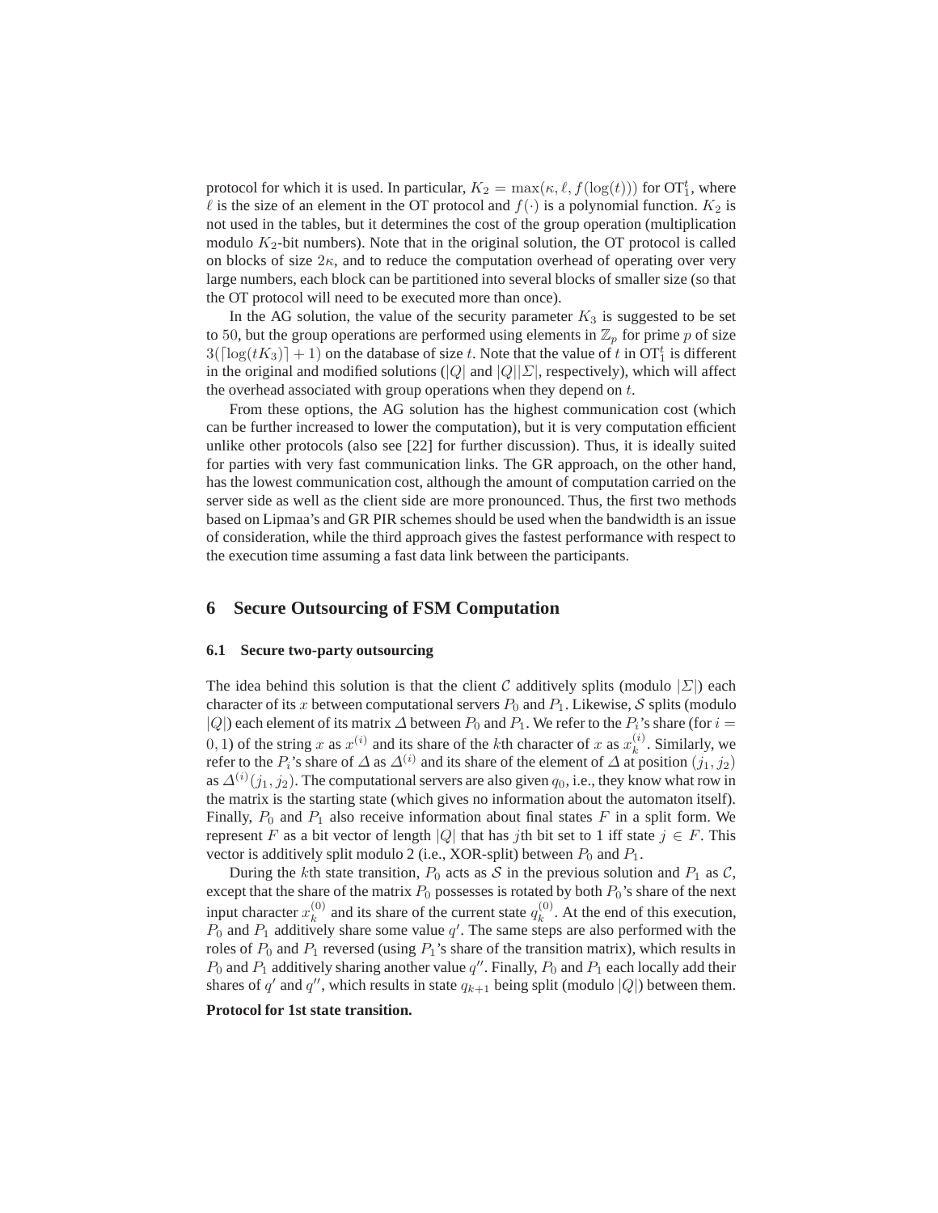protocol for which it is used. In particular, $K_2 = \max(\kappa, \ell, f(\log(t)))$ for $\mathrm{OT}_1^t$, where $\ell$ is the size of an element in the OT protocol and $f(\cdot)$ is a polynomial function. $K_2$ is not used in the tables, but it determines the cost of the group operation (multiplication modulo $K_2$-bit numbers). Note that in the original solution, the OT protocol is called on blocks of size $2\kappa$, and to reduce the computation overhead of operating over very large numbers, each block can be partitioned into several blocks of smaller size (so that the OT protocol will need to be executed more than once).

In the AG solution, the value of the security parameter $K_3$ is suggested to be set to 50, but the group operations are performed using elements in $\mathbb{Z}_p$ for prime $p$ of size $3(\lceil \log(tK_3) \rceil + 1)$ on the database of size $t$. Note that the value of $t$ in $\mathrm{OT}_1^t$ is different in the original and modified solutions ($|Q|$ and $|Q||\Sigma|$, respectively), which will affect the overhead associated with group operations when they depend on $t$.

From these options, the AG solution has the highest communication cost (which can be further increased to lower the computation), but it is very computation efficient unlike other protocols (also see [22] for further discussion). Thus, it is ideally suited for parties with very fast communication links. The GR approach, on the other hand, has the lowest communication cost, although the amount of computation carried on the server side as well as the client side are more pronounced. Thus, the first two methods based on Lipmaa's and GR PIR schemes should be used when the bandwidth is an issue of consideration, while the third approach gives the fastest performance with respect to the execution time assuming a fast data link between the participants.

## 6 Secure Outsourcing of FSM Computation

### 6.1 Secure two-party outsourcing

The idea behind this solution is that the client $\mathcal{C}$ additively splits (modulo $|\Sigma|$) each character of its $x$ between computational servers $P_0$ and $P_1$. Likewise, $\mathcal{S}$ splits (modulo $|Q|$) each element of its matrix $\Delta$ between $P_0$ and $P_1$. We refer to the $P_i$'s share (for $i = 0, 1$) of the string $x$ as $x^{(i)}$ and its share of the $k$th character of $x$ as $x_k^{(i)}$. Similarly, we refer to the $P_i$'s share of $\Delta$ as $\Delta^{(i)}$ and its share of the element of $\Delta$ at position $(j_1, j_2)$ as $\Delta^{(i)}(j_1, j_2)$. The computational servers are also given $q_0$, i.e., they know what row in the matrix is the starting state (which gives no information about the automaton itself). Finally, $P_0$ and $P_1$ also receive information about final states $F$ in a split form. We represent $F$ as a bit vector of length $|Q|$ that has $j$th bit set to 1 iff state $j \in F$. This vector is additively split modulo 2 (i.e., XOR-split) between $P_0$ and $P_1$.

During the $k$th state transition, $P_0$ acts as $\mathcal{S}$ in the previous solution and $P_1$ as $\mathcal{C}$, except that the share of the matrix $P_0$ possesses is rotated by both $P_0$'s share of the next input character $x_k^{(0)}$ and its share of the current state $q_k^{(0)}$. At the end of this execution, $P_0$ and $P_1$ additively share some value $q'$. The same steps are also performed with the roles of $P_0$ and $P_1$ reversed (using $P_1$'s share of the transition matrix), which results in $P_0$ and $P_1$ additively sharing another value $q''$. Finally, $P_0$ and $P_1$ each locally add their shares of $q'$ and $q''$, which results in state $q_{k+1}$ being split (modulo $|Q|$) between them.

**Protocol for 1st state transition.**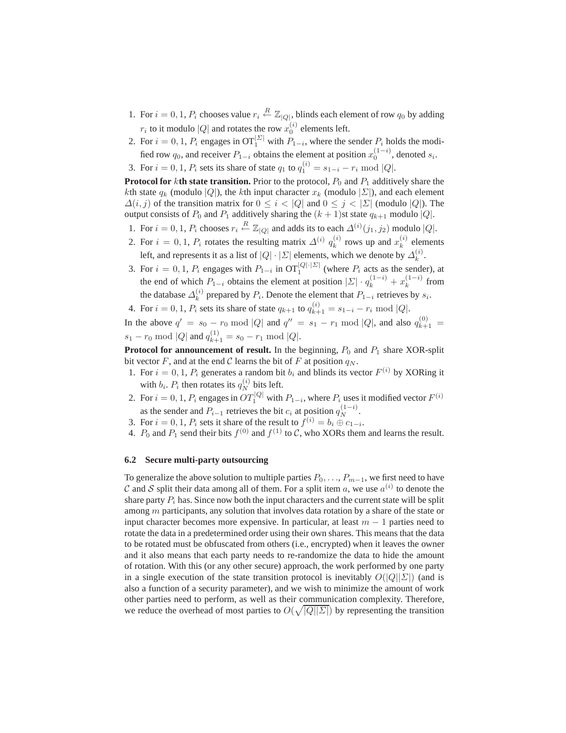1. For $i = 0, 1$, $P_i$ chooses value $r_i \overset{R}{\leftarrow} \mathbb{Z}_{|Q|}$, blinds each element of row $q_0$ by adding $r_i$ to it modulo $|Q|$ and rotates the row $x_0^{(i)}$ elements left.
2. For $i = 0, 1$, $P_i$ engages in $\mathrm{OT}_1^{|\Sigma|}$ with $P_{1-i}$, where the sender $P_i$ holds the modified row $q_0$, and receiver $P_{1-i}$ obtains the element at position $x_0^{(1-i)}$, denoted $s_i$.
3. For $i = 0, 1$, $P_i$ sets its share of state $q_1$ to $q_1^{(i)} = s_{1-i} - r_i \bmod |Q|$.

**Protocol for $k$th state transition.** Prior to the protocol, $P_0$ and $P_1$ additively share the $k$th state $q_k$ (modulo $|Q|$), the $k$th input character $x_k$ (modulo $|\Sigma|$), and each element $\Delta(i, j)$ of the transition matrix for $0 \leq i < |Q|$ and $0 \leq j < |\Sigma|$ (modulo $|Q|$). The output consists of $P_0$ and $P_1$ additively sharing the $(k+1)$st state $q_{k+1}$ modulo $|Q|$.

1. For $i = 0, 1$, $P_i$ chooses $r_i \overset{R}{\leftarrow} \mathbb{Z}_{|Q|}$ and adds its to each $\Delta^{(i)}(j_1, j_2)$ modulo $|Q|$.
2. For $i = 0, 1$, $P_i$ rotates the resulting matrix $\Delta^{(i)}$ $q_k^{(i)}$ rows up and $x_k^{(i)}$ elements left, and represents it as a list of $|Q| \cdot |\Sigma|$ elements, which we denote by $\Delta_k^{(i)}$.
3. For $i = 0, 1$, $P_i$ engages with $P_{1-i}$ in $\mathrm{OT}_1^{|Q| \cdot |\Sigma|}$ (where $P_i$ acts as the sender), at the end of which $P_{1-i}$ obtains the element at position $|\Sigma| \cdot q_k^{(1-i)} + x_k^{(1-i)}$ from the database $\Delta_k^{(i)}$ prepared by $P_i$. Denote the element that $P_{1-i}$ retrieves by $s_i$.
4. For $i = 0, 1$, $P_i$ sets its share of state $q_{k+1}$ to $q_{k+1}^{(i)} = s_{1-i} - r_i \bmod |Q|$.

In the above $q' = s_0 - r_0 \bmod |Q|$ and $q'' = s_1 - r_1 \bmod |Q|$, and also $q_{k+1}^{(0)} = s_1 - r_0 \bmod |Q|$ and $q_{k+1}^{(1)} = s_0 - r_1 \bmod |Q|$.

**Protocol for announcement of result.** In the beginning, $P_0$ and $P_1$ share XOR-split bit vector $F$, and at the end $\mathcal{C}$ learns the bit of $F$ at position $q_N$.

1. For $i = 0, 1$, $P_i$ generates a random bit $b_i$ and blinds its vector $F^{(i)}$ by XORing it with $b_i$. $P_i$ then rotates its $q_N^{(i)}$ bits left.
2. For $i = 0, 1$, $P_i$ engages in $OT_1^{|Q|}$ with $P_{1-i}$, where $P_i$ uses it modified vector $F^{(i)}$ as the sender and $P_{i-1}$ retrieves the bit $c_i$ at position $q_N^{(1-i)}$.
3. For $i = 0, 1$, $P_i$ sets it share of the result to $f^{(i)} = b_i \oplus c_{1-i}$.
4. $P_0$ and $P_1$ send their bits $f^{(0)}$ and $f^{(1)}$ to $\mathcal{C}$, who XORs them and learns the result.

### 6.2 Secure multi-party outsourcing

To generalize the above solution to multiple parties $P_0, \ldots, P_{m-1}$, we first need to have $\mathcal{C}$ and $\mathcal{S}$ split their data among all of them. For a split item $a$, we use $a^{(i)}$ to denote the share party $P_i$ has. Since now both the input characters and the current state will be split among $m$ participants, any solution that involves data rotation by a share of the state or input character becomes more expensive. In particular, at least $m - 1$ parties need to rotate the data in a predetermined order using their own shares. This means that the data to be rotated must be obfuscated from others (i.e., encrypted) when it leaves the owner and it also means that each party needs to re-randomize the data to hide the amount of rotation. With this (or any other secure) approach, the work performed by one party in a single execution of the state transition protocol is inevitably $O(|Q||\Sigma|)$ (and is also a function of a security parameter), and we wish to minimize the amount of work other parties need to perform, as well as their communication complexity. Therefore, we reduce the overhead of most parties to $O(\sqrt{|Q||\Sigma|})$ by representing the transition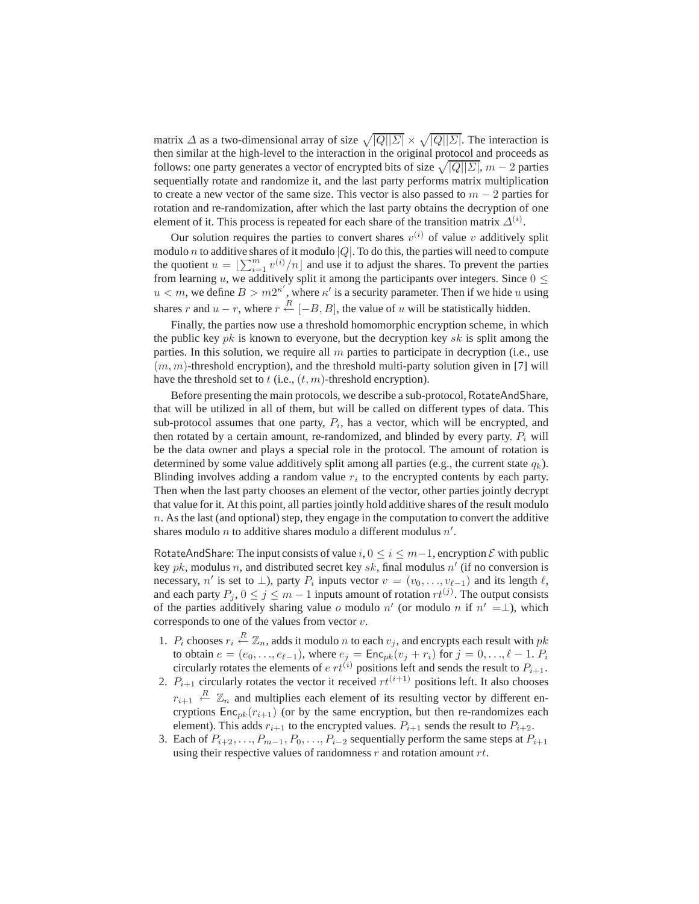matrix $\Delta$ as a two-dimensional array of size $\sqrt{|Q||\Sigma|} \times \sqrt{|Q||\Sigma|}$. The interaction is then similar at the high-level to the interaction in the original protocol and proceeds as follows: one party generates a vector of encrypted bits of size $\sqrt{|Q||\Sigma|}$, $m-2$ parties sequentially rotate and randomize it, and the last party performs matrix multiplication to create a new vector of the same size. This vector is also passed to $m-2$ parties for rotation and re-randomization, after which the last party obtains the decryption of one element of it. This process is repeated for each share of the transition matrix $\Delta^{(i)}$.

Our solution requires the parties to convert shares $v^{(i)}$ of value $v$ additively split modulo $n$ to additive shares of it modulo $|Q|$. To do this, the parties will need to compute the quotient $u = \lfloor \sum_{i=1}^{m} v^{(i)}/n \rfloor$ and use it to adjust the shares. To prevent the parties from learning $u$, we additively split it among the participants over integers. Since $0 \leq u < m$, we define $B > m2^{\kappa'}$, where $\kappa'$ is a security parameter. Then if we hide $u$ using shares $r$ and $u - r$, where $r \overset{R}{\leftarrow} [-B, B]$, the value of $u$ will be statistically hidden.

Finally, the parties now use a threshold homomorphic encryption scheme, in which the public key $pk$ is known to everyone, but the decryption key $sk$ is split among the parties. In this solution, we require all $m$ parties to participate in decryption (i.e., use $(m, m)$-threshold encryption), and the threshold multi-party solution given in [7] will have the threshold set to $t$ (i.e., $(t, m)$-threshold encryption).

Before presenting the main protocols, we describe a sub-protocol, RotateAndShare, that will be utilized in all of them, but will be called on different types of data. This sub-protocol assumes that one party, $P_i$, has a vector, which will be encrypted, and then rotated by a certain amount, re-randomized, and blinded by every party. $P_i$ will be the data owner and plays a special role in the protocol. The amount of rotation is determined by some value additively split among all parties (e.g., the current state $q_k$). Blinding involves adding a random value $r_i$ to the encrypted contents by each party. Then when the last party chooses an element of the vector, other parties jointly decrypt that value for it. At this point, all parties jointly hold additive shares of the result modulo $n$. As the last (and optional) step, they engage in the computation to convert the additive shares modulo $n$ to additive shares modulo a different modulus $n'$.

RotateAndShare: The input consists of value $i$, $0 \leq i \leq m-1$, encryption $\mathcal{E}$ with public key $pk$, modulus $n$, and distributed secret key $sk$, final modulus $n'$ (if no conversion is necessary, $n'$ is set to $\perp$), party $P_i$ inputs vector $v = (v_0, \ldots, v_{\ell-1})$ and its length $\ell$, and each party $P_j$, $0 \leq j \leq m-1$ inputs amount of rotation $rt^{(j)}$. The output consists of the parties additively sharing value $o$ modulo $n'$ (or modulo $n$ if $n' = \perp$), which corresponds to one of the values from vector $v$.

1. $P_i$ chooses $r_i \overset{R}{\leftarrow} \mathbb{Z}_n$, adds it modulo $n$ to each $v_j$, and encrypts each result with $pk$ to obtain $e = (e_0, \ldots, e_{\ell-1})$, where $e_j = \mathsf{Enc}_{pk}(v_j + r_i)$ for $j = 0, \ldots, \ell-1$. $P_i$ circularly rotates the elements of $e$ $rt^{(i)}$ positions left and sends the result to $P_{i+1}$.
2. $P_{i+1}$ circularly rotates the vector it received $rt^{(i+1)}$ positions left. It also chooses $r_{i+1} \overset{R}{\leftarrow} \mathbb{Z}_n$ and multiplies each element of its resulting vector by different encryptions $\mathsf{Enc}_{pk}(r_{i+1})$ (or by the same encryption, but then re-randomizes each element). This adds $r_{i+1}$ to the encrypted values. $P_{i+1}$ sends the result to $P_{i+2}$.
3. Each of $P_{i+2}, \ldots, P_{m-1}, P_0, \ldots, P_{i-2}$ sequentially perform the same steps at $P_{i+1}$ using their respective values of randomness $r$ and rotation amount $rt$.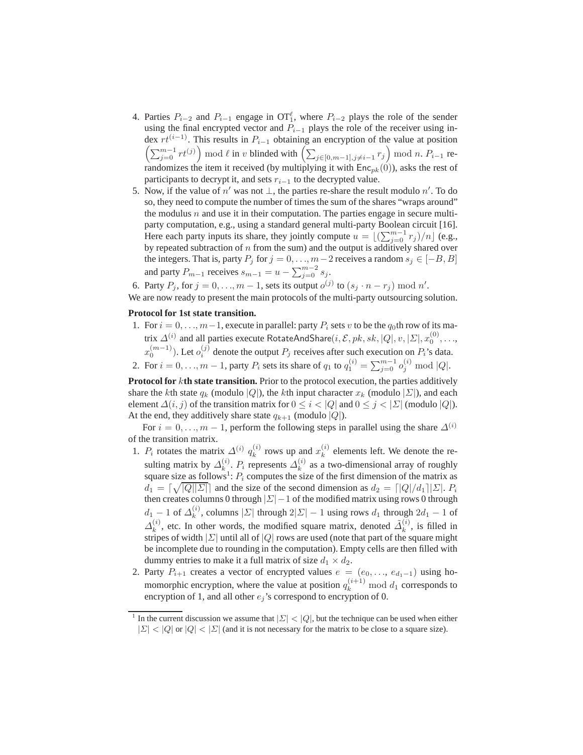4. Parties $P_{i-2}$ and $P_{i-1}$ engage in $\mathrm{OT}_1^\ell$, where $P_{i-2}$ plays the role of the sender using the final encrypted vector and $P_{i-1}$ plays the role of the receiver using index $rt^{(i-1)}$. This results in $P_{i-1}$ obtaining an encryption of the value at position $\left(\sum_{j=0}^{m-1} rt^{(j)}\right) \bmod \ell$ in $v$ blinded with $\left(\sum_{j\in[0,m-1], j\neq i-1} r_j\right) \bmod n$. $P_{i-1}$ re-randomizes the item it received (by multiplying it with $\mathsf{Enc}_{pk}(0)$), asks the rest of participants to decrypt it, and sets $r_{i-1}$ to the decrypted value.
5. Now, if the value of $n'$ was not $\perp$, the parties re-share the result modulo $n'$. To do so, they need to compute the number of times the sum of the shares "wraps around" the modulus $n$ and use it in their computation. The parties engage in secure multi-party computation, e.g., using a standard general multi-party Boolean circuit [16]. Here each party inputs its share, they jointly compute $u = \lfloor (\sum_{j=0}^{m-1} r_j)/n \rfloor$ (e.g., by repeated subtraction of $n$ from the sum) and the output is additively shared over the integers. That is, party $P_j$ for $j = 0, \ldots, m-2$ receives a random $s_j \in [-B, B]$ and party $P_{m-1}$ receives $s_{m-1} = u - \sum_{j=0}^{m-2} s_j$.
6. Party $P_j$, for $j = 0, \ldots, m-1$, sets its output $o^{(j)}$ to $(s_j \cdot n - r_j) \bmod n'$.

We are now ready to present the main protocols of the multi-party outsourcing solution.

**Protocol for 1st state transition.**

1. For $i = 0, \ldots, m-1$, execute in parallel: party $P_i$ sets $v$ to be the $q_0$th row of its matrix $\Delta^{(i)}$ and all parties execute $\mathsf{RotateAndShare}(i, \mathcal{E}, pk, sk, |Q|, v, |\Sigma|, x_0^{(0)}, \ldots, x_0^{(m-1)})$. Let $o_i^{(j)}$ denote the output $P_j$ receives after such execution on $P_i$'s data.
2. For $i = 0, \ldots, m-1$, party $P_i$ sets its share of $q_1$ to $q_1^{(i)} = \sum_{j=0}^{m-1} o_j^{(i)} \bmod |Q|$.

**Protocol for $k$th state transition.** Prior to the protocol execution, the parties additively share the $k$th state $q_k$ (modulo $|Q|$), the $k$th input character $x_k$ (modulo $|\Sigma|$), and each element $\Delta(i, j)$ of the transition matrix for $0 \le i < |Q|$ and $0 \le j < |\Sigma|$ (modulo $|Q|$). At the end, they additively share state $q_{k+1}$ (modulo $|Q|$).

For $i = 0, \ldots, m-1$, perform the following steps in parallel using the share $\Delta^{(i)}$ of the transition matrix.

1. $P_i$ rotates the matrix $\Delta^{(i)}$ $q_k^{(i)}$ rows up and $x_k^{(i)}$ elements left. We denote the resulting matrix by $\Delta_k^{(i)}$. $P_i$ represents $\Delta_k^{(i)}$ as a two-dimensional array of roughly square size as follows[1]: $P_i$ computes the size of the first dimension of the matrix as $d_1 = \lceil \sqrt{|Q||\Sigma|} \rceil$ and the size of the second dimension as $d_2 = \lceil |Q|/d_1 \rceil |\Sigma|$. $P_i$ then creates columns 0 through $|\Sigma|-1$ of the modified matrix using rows 0 through $d_1 - 1$ of $\Delta_k^{(i)}$, columns $|\Sigma|$ through $2|\Sigma| - 1$ using rows $d_1$ through $2d_1 - 1$ of $\Delta_k^{(i)}$, etc. In other words, the modified square matrix, denoted $\tilde{\Delta}_k^{(i)}$, is filled in stripes of width $|\Sigma|$ until all of $|Q|$ rows are used (note that part of the square might be incomplete due to rounding in the computation). Empty cells are then filled with dummy entries to make it a full matrix of size $d_1 \times d_2$.
2. Party $P_{i+1}$ creates a vector of encrypted values $e = (e_0, \ldots, e_{d_1-1})$ using homomorphic encryption, where the value at position $q_k^{(i+1)} \bmod d_1$ corresponds to encryption of 1, and all other $e_j$'s correspond to encryption of 0.

[1] In the current discussion we assume that $|\Sigma| < |Q|$, but the technique can be used when either $|\Sigma| < |Q|$ or $|Q| < |\Sigma|$ (and it is not necessary for the matrix to be close to a square size).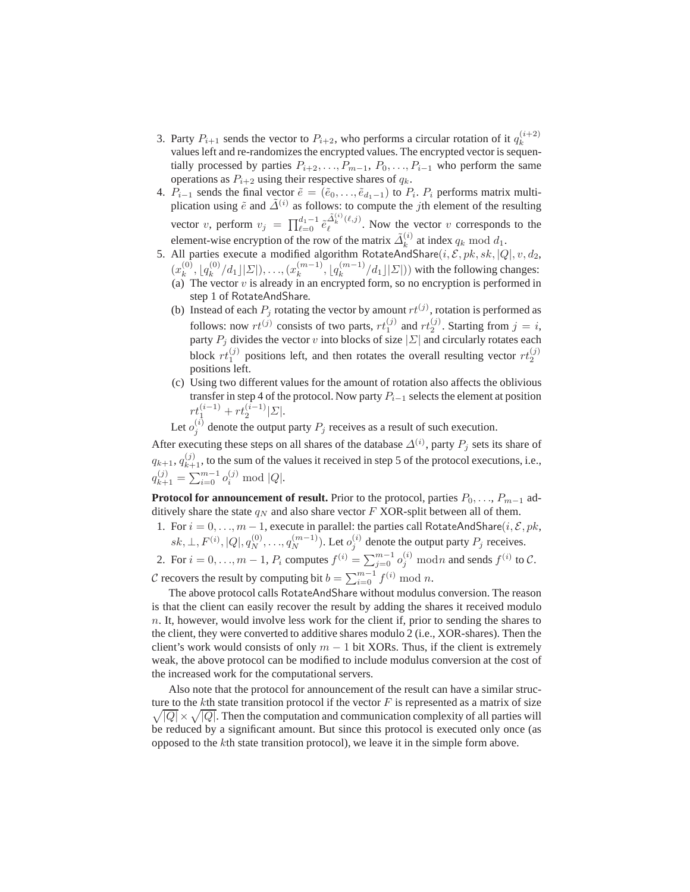3. Party $P_{i+1}$ sends the vector to $P_{i+2}$, who performs a circular rotation of it $q_k^{(i+2)}$ values left and re-randomizes the encrypted values. The encrypted vector is sequentially processed by parties $P_{i+2}, \ldots, P_{m-1}, P_0, \ldots, P_{i-1}$ who perform the same operations as $P_{i+2}$ using their respective shares of $q_k$.
4. $P_{i-1}$ sends the final vector $\tilde{e} = (\tilde{e}_0, \ldots, \tilde{e}_{d_1-1})$ to $P_i$. $P_i$ performs matrix multiplication using $\tilde{e}$ and $\tilde{\Delta}^{(i)}$ as follows: to compute the $j$th element of the resulting vector $v$, perform $v_j = \prod_{\ell=0}^{d_1-1} \tilde{e}_\ell^{\tilde{\Delta}_k^{(i)}(\ell,j)}$. Now the vector $v$ corresponds to the element-wise encryption of the row of the matrix $\tilde{\Delta}_k^{(i)}$ at index $q_k \bmod d_1$.
5. All parties execute a modified algorithm $\mathsf{RotateAndShare}(i, \mathcal{E}, pk, sk, |Q|, v, d_2, (x_k^{(0)}, \lfloor q_k^{(0)}/d_1 \rfloor |\Sigma|), \ldots, (x_k^{(m-1)}, \lfloor q_k^{(m-1)}/d_1 \rfloor |\Sigma|))$ with the following changes:
   (a) The vector $v$ is already in an encrypted form, so no encryption is performed in step 1 of RotateAndShare.
   (b) Instead of each $P_j$ rotating the vector by amount $rt^{(j)}$, rotation is performed as follows: now $rt^{(j)}$ consists of two parts, $rt_1^{(j)}$ and $rt_2^{(j)}$. Starting from $j = i$, party $P_j$ divides the vector $v$ into blocks of size $|\Sigma|$ and circularly rotates each block $rt_1^{(j)}$ positions left, and then rotates the overall resulting vector $rt_2^{(j)}$ positions left.
   (c) Using two different values for the amount of rotation also affects the oblivious transfer in step 4 of the protocol. Now party $P_{i-1}$ selects the element at position $rt_1^{(i-1)} + rt_2^{(i-1)}|\Sigma|$.

   Let $o_j^{(i)}$ denote the output party $P_j$ receives as a result of such execution.

After executing these steps on all shares of the database $\Delta^{(i)}$, party $P_j$ sets its share of $q_{k+1}$, $q_{k+1}^{(j)}$, to the sum of the values it received in step 5 of the protocol executions, i.e., $q_{k+1}^{(j)} = \sum_{i=0}^{m-1} o_i^{(j)} \bmod |Q|$.

**Protocol for announcement of result.** Prior to the protocol, parties $P_0, \ldots, P_{m-1}$ additively share the state $q_N$ and also share vector $F$ XOR-split between all of them.

1. For $i = 0, \ldots, m-1$, execute in parallel: the parties call $\mathsf{RotateAndShare}(i, \mathcal{E}, pk, sk, \perp, F^{(i)}, |Q|, q_N^{(0)}, \ldots, q_N^{(m-1)})$. Let $o_j^{(i)}$ denote the output party $P_j$ receives.
2. For $i = 0, \ldots, m-1$, $P_i$ computes $f^{(i)} = \sum_{j=0}^{m-1} o_j^{(i)} \bmod n$ and sends $f^{(i)}$ to $\mathcal{C}$.

$\mathcal{C}$ recovers the result by computing bit $b = \sum_{i=0}^{m-1} f^{(i)} \bmod n$.

The above protocol calls RotateAndShare without modulus conversion. The reason is that the client can easily recover the result by adding the shares it received modulo $n$. It, however, would involve less work for the client if, prior to sending the shares to the client, they were converted to additive shares modulo 2 (i.e., XOR-shares). Then the client's work would consists of only $m-1$ bit XORs. Thus, if the client is extremely weak, the above protocol can be modified to include modulus conversion at the cost of the increased work for the computational servers.

Also note that the protocol for announcement of the result can have a similar structure to the $k$th state transition protocol if the vector $F$ is represented as a matrix of size $\sqrt{|Q|} \times \sqrt{|Q|}$. Then the computation and communication complexity of all parties will be reduced by a significant amount. But since this protocol is executed only once (as opposed to the $k$th state transition protocol), we leave it in the simple form above.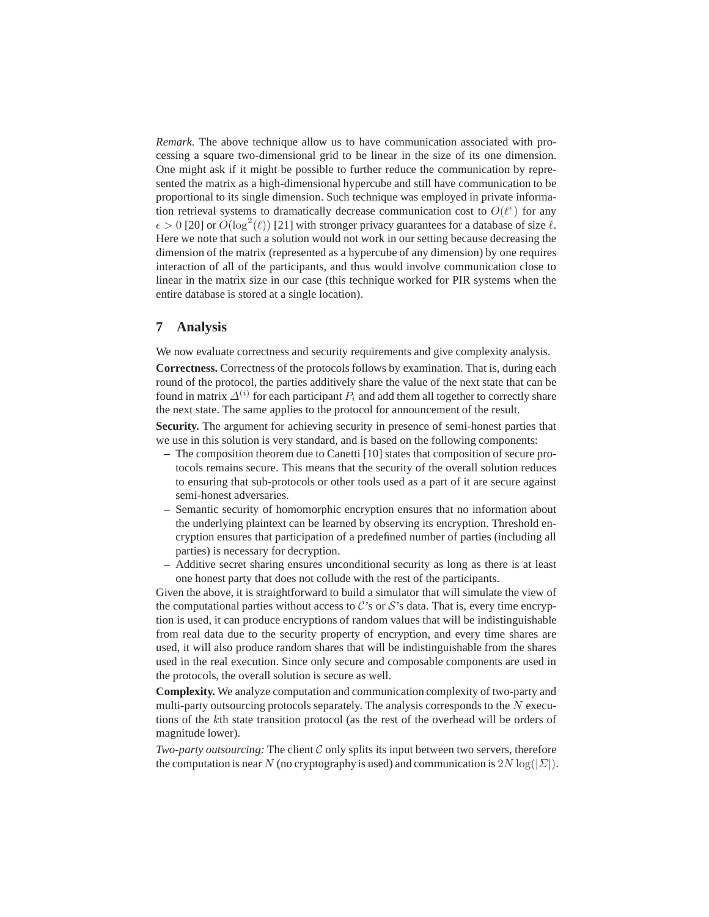*Remark.* The above technique allow us to have communication associated with processing a square two-dimensional grid to be linear in the size of its one dimension. One might ask if it might be possible to further reduce the communication by represented the matrix as a high-dimensional hypercube and still have communication to be proportional to its single dimension. Such technique was employed in private information retrieval systems to dramatically decrease communication cost to $O(\ell^\epsilon)$ for any $\epsilon > 0$ [20] or $O(\log^2(\ell))$ [21] with stronger privacy guarantees for a database of size $\ell$. Here we note that such a solution would not work in our setting because decreasing the dimension of the matrix (represented as a hypercube of any dimension) by one requires interaction of all of the participants, and thus would involve communication close to linear in the matrix size in our case (this technique worked for PIR systems when the entire database is stored at a single location).

## 7 Analysis

We now evaluate correctness and security requirements and give complexity analysis.

**Correctness.** Correctness of the protocols follows by examination. That is, during each round of the protocol, the parties additively share the value of the next state that can be found in matrix $\Delta^{(i)}$ for each participant $P_i$ and add them all together to correctly share the next state. The same applies to the protocol for announcement of the result.

**Security.** The argument for achieving security in presence of semi-honest parties that we use in this solution is very standard, and is based on the following components:

- The composition theorem due to Canetti [10] states that composition of secure protocols remains secure. This means that the security of the overall solution reduces to ensuring that sub-protocols or other tools used as a part of it are secure against semi-honest adversaries.
- Semantic security of homomorphic encryption ensures that no information about the underlying plaintext can be learned by observing its encryption. Threshold encryption ensures that participation of a predefined number of parties (including all parties) is necessary for decryption.
- Additive secret sharing ensures unconditional security as long as there is at least one honest party that does not collude with the rest of the participants.

Given the above, it is straightforward to build a simulator that will simulate the view of the computational parties without access to $\mathcal{C}$'s or $\mathcal{S}$'s data. That is, every time encryption is used, it can produce encryptions of random values that will be indistinguishable from real data due to the security property of encryption, and every time shares are used, it will also produce random shares that will be indistinguishable from the shares used in the real execution. Since only secure and composable components are used in the protocols, the overall solution is secure as well.

**Complexity.** We analyze computation and communication complexity of two-party and multi-party outsourcing protocols separately. The analysis corresponds to the $N$ executions of the $k$th state transition protocol (as the rest of the overhead will be orders of magnitude lower).

*Two-party outsourcing:* The client $\mathcal{C}$ only splits its input between two servers, therefore the computation is near $N$ (no cryptography is used) and communication is $2N\log(|\Sigma|)$.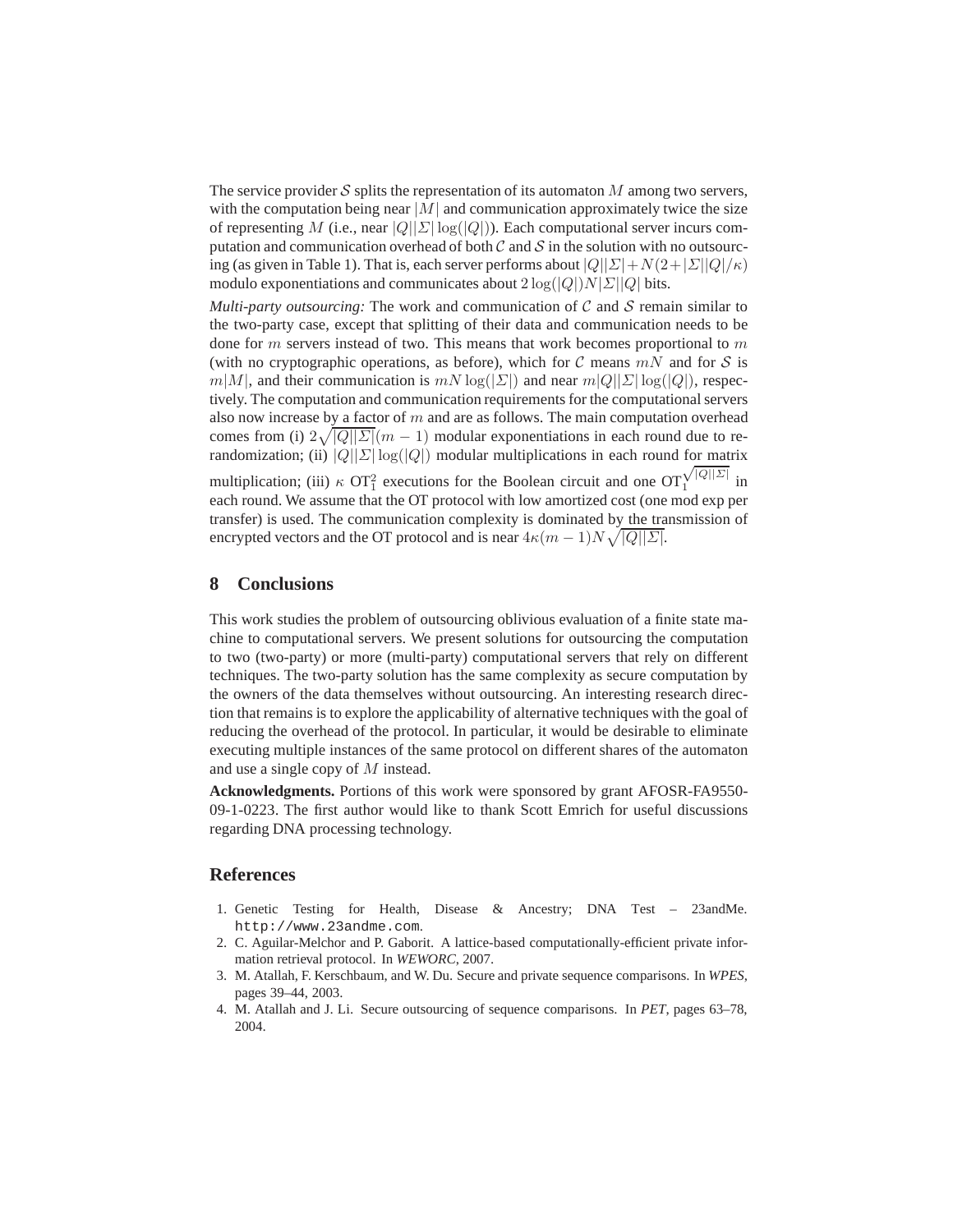The service provider $\mathcal{S}$ splits the representation of its automaton $M$ among two servers, with the computation being near $|M|$ and communication approximately twice the size of representing $M$ (i.e., near $|Q||\Sigma|\log(|Q|)$). Each computational server incurs computation and communication overhead of both $\mathcal{C}$ and $\mathcal{S}$ in the solution with no outsourcing (as given in Table 1). That is, each server performs about $|Q||\Sigma|+N(2+|\Sigma||Q|/\kappa)$ modulo exponentiations and communicates about $2\log(|Q|)N|\Sigma||Q|$ bits.

*Multi-party outsourcing:* The work and communication of $\mathcal{C}$ and $\mathcal{S}$ remain similar to the two-party case, except that splitting of their data and communication needs to be done for $m$ servers instead of two. This means that work becomes proportional to $m$ (with no cryptographic operations, as before), which for $\mathcal{C}$ means $mN$ and for $\mathcal{S}$ is $m|M|$, and their communication is $mN\log(|\Sigma|)$ and near $m|Q||\Sigma|\log(|Q|)$, respectively. The computation and communication requirements for the computational servers also now increase by a factor of $m$ and are as follows. The main computation overhead comes from (i) $2\sqrt{|Q||\Sigma|}(m-1)$ modular exponentiations in each round due to re-randomization; (ii) $|Q||\Sigma|\log(|Q|)$ modular multiplications in each round for matrix multiplication; (iii) $\kappa$ $\text{OT}_1^2$ executions for the Boolean circuit and one $\text{OT}_1^{\sqrt{|Q||\Sigma|}}$ in each round. We assume that the OT protocol with low amortized cost (one mod exp per transfer) is used. The communication complexity is dominated by the transmission of encrypted vectors and the OT protocol and is near $4\kappa(m-1)N\sqrt{|Q||\Sigma|}$.

## 8 Conclusions

This work studies the problem of outsourcing oblivious evaluation of a finite state machine to computational servers. We present solutions for outsourcing the computation to two (two-party) or more (multi-party) computational servers that rely on different techniques. The two-party solution has the same complexity as secure computation by the owners of the data themselves without outsourcing. An interesting research direction that remains is to explore the applicability of alternative techniques with the goal of reducing the overhead of the protocol. In particular, it would be desirable to eliminate executing multiple instances of the same protocol on different shares of the automaton and use a single copy of $M$ instead.

**Acknowledgments.** Portions of this work were sponsored by grant AFOSR-FA9550-09-1-0223. The first author would like to thank Scott Emrich for useful discussions regarding DNA processing technology.

## References

1. Genetic Testing for Health, Disease & Ancestry; DNA Test – 23andMe. http://www.23andme.com.
2. C. Aguilar-Melchor and P. Gaborit. A lattice-based computationally-efficient private information retrieval protocol. In *WEWORC*, 2007.
3. M. Atallah, F. Kerschbaum, and W. Du. Secure and private sequence comparisons. In *WPES*, pages 39–44, 2003.
4. M. Atallah and J. Li. Secure outsourcing of sequence comparisons. In *PET*, pages 63–78, 2004.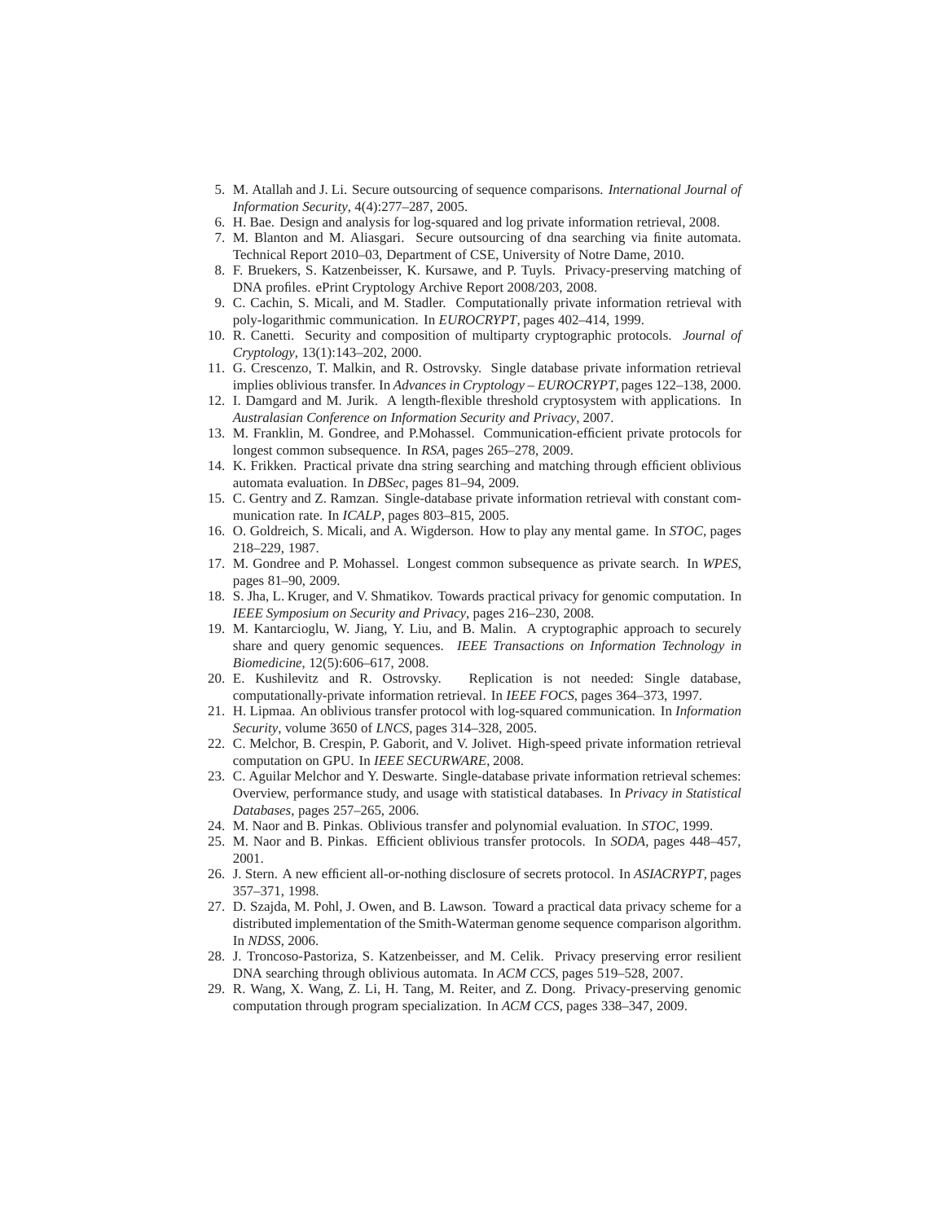5. M. Atallah and J. Li. Secure outsourcing of sequence comparisons. *International Journal of Information Security*, 4(4):277–287, 2005.
6. H. Bae. Design and analysis for log-squared and log private information retrieval, 2008.
7. M. Blanton and M. Aliasgari. Secure outsourcing of dna searching via finite automata. Technical Report 2010–03, Department of CSE, University of Notre Dame, 2010.
8. F. Bruekers, S. Katzenbeisser, K. Kursawe, and P. Tuyls. Privacy-preserving matching of DNA profiles. ePrint Cryptology Archive Report 2008/203, 2008.
9. C. Cachin, S. Micali, and M. Stadler. Computationally private information retrieval with poly-logarithmic communication. In *EUROCRYPT*, pages 402–414, 1999.
10. R. Canetti. Security and composition of multiparty cryptographic protocols. *Journal of Cryptology*, 13(1):143–202, 2000.
11. G. Crescenzo, T. Malkin, and R. Ostrovsky. Single database private information retrieval implies oblivious transfer. In *Advances in Cryptology – EUROCRYPT*, pages 122–138, 2000.
12. I. Damgard and M. Jurik. A length-flexible threshold cryptosystem with applications. In *Australasian Conference on Information Security and Privacy*, 2007.
13. M. Franklin, M. Gondree, and P.Mohassel. Communication-efficient private protocols for longest common subsequence. In *RSA*, pages 265–278, 2009.
14. K. Frikken. Practical private dna string searching and matching through efficient oblivious automata evaluation. In *DBSec*, pages 81–94, 2009.
15. C. Gentry and Z. Ramzan. Single-database private information retrieval with constant communication rate. In *ICALP*, pages 803–815, 2005.
16. O. Goldreich, S. Micali, and A. Wigderson. How to play any mental game. In *STOC*, pages 218–229, 1987.
17. M. Gondree and P. Mohassel. Longest common subsequence as private search. In *WPES*, pages 81–90, 2009.
18. S. Jha, L. Kruger, and V. Shmatikov. Towards practical privacy for genomic computation. In *IEEE Symposium on Security and Privacy*, pages 216–230, 2008.
19. M. Kantarcioglu, W. Jiang, Y. Liu, and B. Malin. A cryptographic approach to securely share and query genomic sequences. *IEEE Transactions on Information Technology in Biomedicine*, 12(5):606–617, 2008.
20. E. Kushilevitz and R. Ostrovsky. Replication is not needed: Single database, computationally-private information retrieval. In *IEEE FOCS*, pages 364–373, 1997.
21. H. Lipmaa. An oblivious transfer protocol with log-squared communication. In *Information Security*, volume 3650 of *LNCS*, pages 314–328, 2005.
22. C. Melchor, B. Crespin, P. Gaborit, and V. Jolivet. High-speed private information retrieval computation on GPU. In *IEEE SECURWARE*, 2008.
23. C. Aguilar Melchor and Y. Deswarte. Single-database private information retrieval schemes: Overview, performance study, and usage with statistical databases. In *Privacy in Statistical Databases*, pages 257–265, 2006.
24. M. Naor and B. Pinkas. Oblivious transfer and polynomial evaluation. In *STOC*, 1999.
25. M. Naor and B. Pinkas. Efficient oblivious transfer protocols. In *SODA*, pages 448–457, 2001.
26. J. Stern. A new efficient all-or-nothing disclosure of secrets protocol. In *ASIACRYPT*, pages 357–371, 1998.
27. D. Szajda, M. Pohl, J. Owen, and B. Lawson. Toward a practical data privacy scheme for a distributed implementation of the Smith-Waterman genome sequence comparison algorithm. In *NDSS*, 2006.
28. J. Troncoso-Pastoriza, S. Katzenbeisser, and M. Celik. Privacy preserving error resilient DNA searching through oblivious automata. In *ACM CCS*, pages 519–528, 2007.
29. R. Wang, X. Wang, Z. Li, H. Tang, M. Reiter, and Z. Dong. Privacy-preserving genomic computation through program specialization. In *ACM CCS*, pages 338–347, 2009.